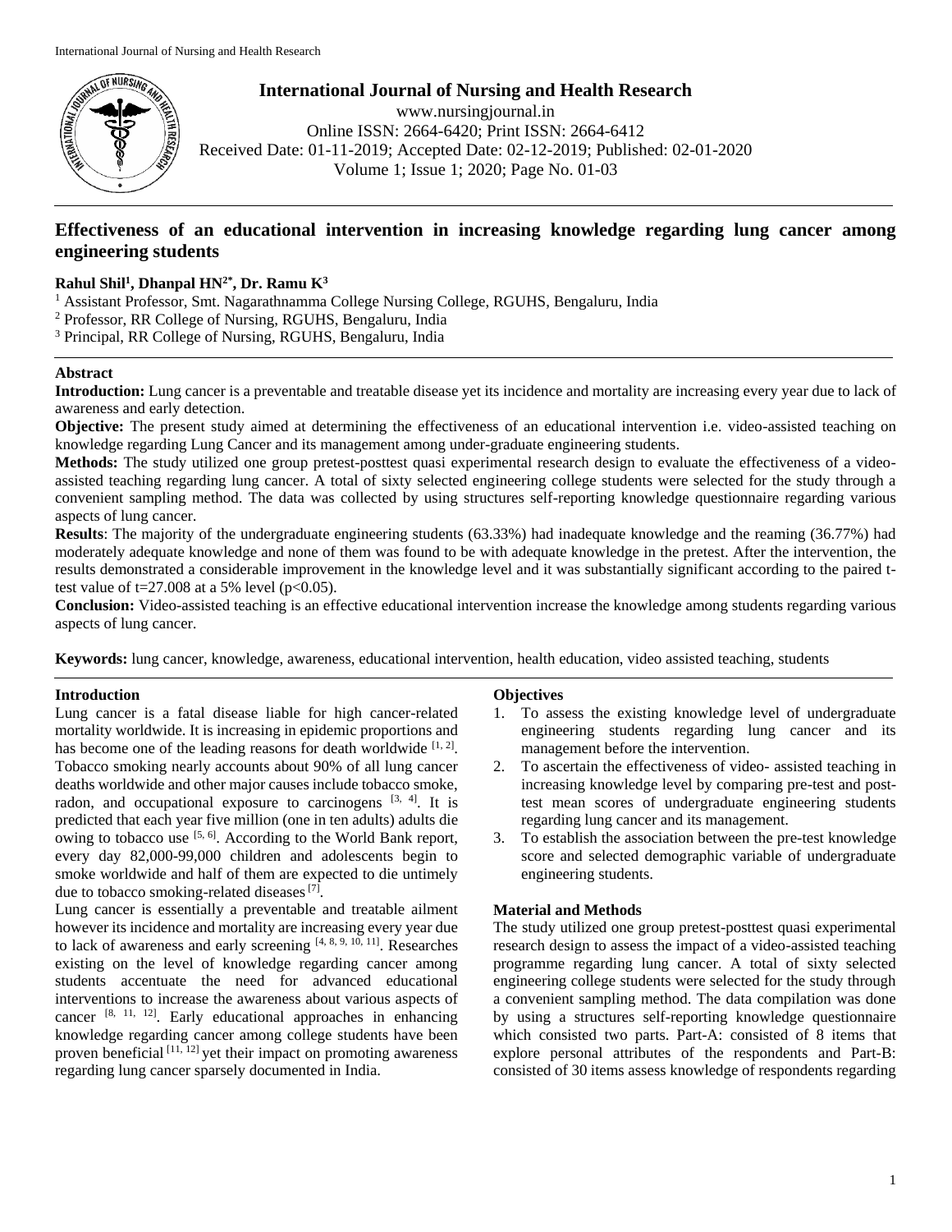# International Journal of Nursing and Health Research

www.nursingjournal.in
Online ISSN: 2664-6420; Print ISSN: 2664-6412
Received Date: 01-11-2019; Accepted Date: 02-12-2019; Published: 02-01-2020

## Effectiveness of an educational intervention in increasing knowledge regarding lung cancer among engineering students

**Rahul Shil[1], Dhanpal HN[2*], Dr. Ramu K[3]**

[1] Assistant Professor, Smt. Nagarathnamma College Nursing College, RGUHS, Bengaluru, India
[2] Professor, RR College of Nursing, RGUHS, Bengaluru, India
[3] Principal, RR College of Nursing, RGUHS, Bengaluru, India

### Abstract

**Introduction:** Lung cancer is a preventable and treatable disease yet its incidence and mortality are increasing every year due to lack of awareness and early detection.

**Objective:** The present study aimed at determining the effectiveness of an educational intervention i.e. video-assisted teaching on knowledge regarding Lung Cancer and its management among under-graduate engineering students.

**Methods:** The study utilized one group pretest-posttest quasi experimental research design to evaluate the effectiveness of a video-assisted teaching regarding lung cancer. A total of sixty selected engineering college students were selected for the study through a convenient sampling method. The data was collected by using structures self-reporting knowledge questionnaire regarding various aspects of lung cancer.

**Results**: The majority of the undergraduate engineering students (63.33%) had inadequate knowledge and the reaming (36.77%) had moderately adequate knowledge and none of them was found to be with adequate knowledge in the pretest. After the intervention, the results demonstrated a considerable improvement in the knowledge level and it was substantially significant according to the paired t-test value of $t=27.008$ at a 5% level ($p<0.05$).

**Conclusion:** Video-assisted teaching is an effective educational intervention increase the knowledge among students regarding various aspects of lung cancer.

**Keywords:** lung cancer, knowledge, awareness, educational intervention, health education, video assisted teaching, students

### Introduction

Lung cancer is a fatal disease liable for high cancer-related mortality worldwide. It is increasing in epidemic proportions and has become one of the leading reasons for death worldwide [1, 2]. Tobacco smoking nearly accounts about 90% of all lung cancer deaths worldwide and other major causes include tobacco smoke, radon, and occupational exposure to carcinogens [3, 4]. It is predicted that each year five million (one in ten adults) adults die owing to tobacco use [5, 6]. According to the World Bank report, every day 82,000-99,000 children and adolescents begin to smoke worldwide and half of them are expected to die untimely due to tobacco smoking-related diseases [7].

Lung cancer is essentially a preventable and treatable ailment however its incidence and mortality are increasing every year due to lack of awareness and early screening [4, 8, 9, 10, 11]. Researches existing on the level of knowledge regarding cancer among students accentuate the need for advanced educational interventions to increase the awareness about various aspects of cancer [8, 11, 12]. Early educational approaches in enhancing knowledge regarding cancer among college students have been proven beneficial [11, 12] yet their impact on promoting awareness regarding lung cancer sparsely documented in India.

### Objectives

1. To assess the existing knowledge level of undergraduate engineering students regarding lung cancer and its management before the intervention.
2. To ascertain the effectiveness of video- assisted teaching in increasing knowledge level by comparing pre-test and post-test mean scores of undergraduate engineering students regarding lung cancer and its management.
3. To establish the association between the pre-test knowledge score and selected demographic variable of undergraduate engineering students.

### Material and Methods

The study utilized one group pretest-posttest quasi experimental research design to assess the impact of a video-assisted teaching programme regarding lung cancer. A total of sixty selected engineering college students were selected for the study through a convenient sampling method. The data compilation was done by using a structures self-reporting knowledge questionnaire which consisted two parts. Part-A: consisted of 8 items that explore personal attributes of the respondents and Part-B: consisted of 30 items assess knowledge of respondents regarding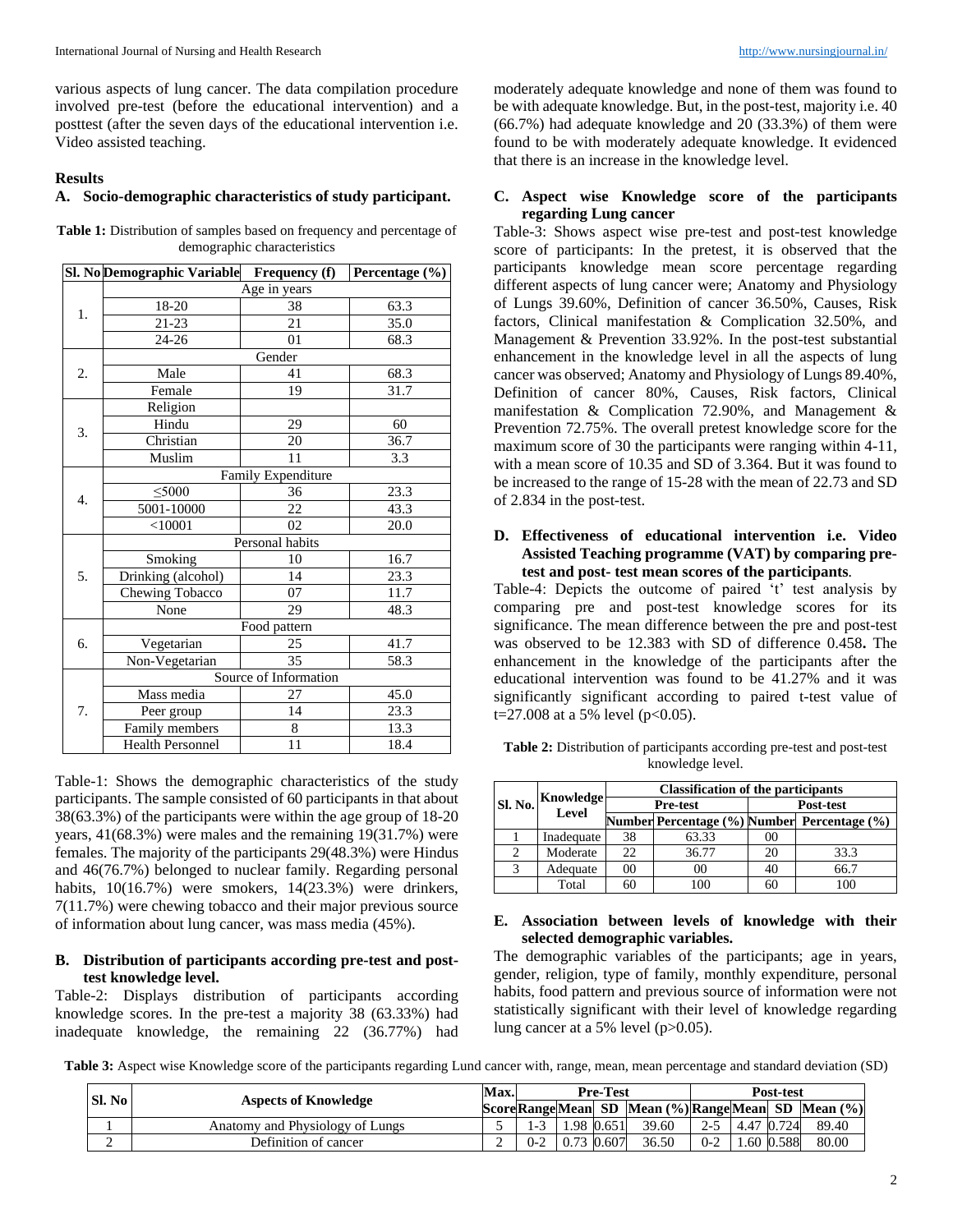various aspects of lung cancer. The data compilation procedure involved pre-test (before the educational intervention) and a posttest (after the seven days of the educational intervention i.e. Video assisted teaching.

## Results

### A. Socio-demographic characteristics of study participant.

**Table 1:** Distribution of samples based on frequency and percentage of demographic characteristics

| Sl. No | Demographic Variable | Frequency (f) | Percentage (%) |
|---|---|---|---|
| 1. | Age in years | | |
| | 18-20 | 38 | 63.3 |
| | 21-23 | 21 | 35.0 |
| | 24-26 | 01 | 68.3 |
| 2. | Gender | | |
| | Male | 41 | 68.3 |
| | Female | 19 | 31.7 |
| 3. | Religion | | |
| | Hindu | 29 | 60 |
| | Christian | 20 | 36.7 |
| | Muslim | 11 | 3.3 |
| 4. | Family Expenditure | | |
| | ≤5000 | 36 | 23.3 |
| | 5001-10000 | 22 | 43.3 |
| | <10001 | 02 | 20.0 |
| 5. | Personal habits | | |
| | Smoking | 10 | 16.7 |
| | Drinking (alcohol) | 14 | 23.3 |
| | Chewing Tobacco | 07 | 11.7 |
| | None | 29 | 48.3 |
| 6. | Food pattern | | |
| | Vegetarian | 25 | 41.7 |
| | Non-Vegetarian | 35 | 58.3 |
| 7. | Source of Information | | |
| | Mass media | 27 | 45.0 |
| | Peer group | 14 | 23.3 |
| | Family members | 8 | 13.3 |
| | Health Personnel | 11 | 18.4 |

Table-1: Shows the demographic characteristics of the study participants. The sample consisted of 60 participants in that about 38(63.3%) of the participants were within the age group of 18-20 years, 41(68.3%) were males and the remaining 19(31.7%) were females. The majority of the participants 29(48.3%) were Hindus and 46(76.7%) belonged to nuclear family. Regarding personal habits, 10(16.7%) were smokers, 14(23.3%) were drinkers, 7(11.7%) were chewing tobacco and their major previous source of information about lung cancer, was mass media (45%).

### B. Distribution of participants according pre-test and post-test knowledge level.

Table-2: Displays distribution of participants according knowledge scores. In the pre-test a majority 38 (63.33%) had inadequate knowledge, the remaining 22 (36.77%) had moderately adequate knowledge and none of them was found to be with adequate knowledge. But, in the post-test, majority i.e. 40 (66.7%) had adequate knowledge and 20 (33.3%) of them were found to be with moderately adequate knowledge. It evidenced that there is an increase in the knowledge level.

### C. Aspect wise Knowledge score of the participants regarding Lung cancer

Table-3: Shows aspect wise pre-test and post-test knowledge score of participants: In the pretest, it is observed that the participants knowledge mean score percentage regarding different aspects of lung cancer were; Anatomy and Physiology of Lungs 39.60%, Definition of cancer 36.50%, Causes, Risk factors, Clinical manifestation & Complication 32.50%, and Management & Prevention 33.92%. In the post-test substantial enhancement in the knowledge level in all the aspects of lung cancer was observed; Anatomy and Physiology of Lungs 89.40%, Definition of cancer 80%, Causes, Risk factors, Clinical manifestation & Complication 72.90%, and Management & Prevention 72.75%. The overall pretest knowledge score for the maximum score of 30 the participants were ranging within 4-11, with a mean score of 10.35 and SD of 3.364. But it was found to be increased to the range of 15-28 with the mean of 22.73 and SD of 2.834 in the post-test.

### D. Effectiveness of educational intervention i.e. Video Assisted Teaching programme (VAT) by comparing pre-test and post- test mean scores of the participants.

Table-4: Depicts the outcome of paired 't' test analysis by comparing pre and post-test knowledge scores for its significance. The mean difference between the pre and post-test was observed to be 12.383 with SD of difference 0.458**.** The enhancement in the knowledge of the participants after the educational intervention was found to be 41.27% and it was significantly significant according to paired t-test value of t=27.008 at a 5% level ($p<0.05$).

**Table 2:** Distribution of participants according pre-test and post-test knowledge level.

| Sl. No. | Knowledge Level | Classification of the participants | | | |
|---|---|---|---|---|---|
| | | Pre-test | | Post-test | |
| | | Number | Percentage (%) | Number | Percentage (%) |
| 1 | Inadequate | 38 | 63.33 | 00 | |
| 2 | Moderate | 22 | 36.77 | 20 | 33.3 |
| 3 | Adequate | 00 | 00 | 40 | 66.7 |
| | Total | 60 | 100 | 60 | 100 |

### E. Association between levels of knowledge with their selected demographic variables.

The demographic variables of the participants; age in years, gender, religion, type of family, monthly expenditure, personal habits, food pattern and previous source of information were not statistically significant with their level of knowledge regarding lung cancer at a 5% level ($p>0.05$).

**Table 3:** Aspect wise Knowledge score of the participants regarding Lund cancer with, range, mean, mean percentage and standard deviation (SD)

| Sl. No | Aspects of Knowledge | Max. Score | Pre-Test | | | | Post-test | | | |
|---|---|---|---|---|---|---|---|---|---|---|
| | | | Range | Mean | SD | Mean (%) | Range | Mean | SD | Mean (%) |
| 1 | Anatomy and Physiology of Lungs | 5 | 1-3 | 1.98 | 0.651 | 39.60 | 2-5 | 4.47 | 0.724 | 89.40 |
| 2 | Definition of cancer | 2 | 0-2 | 0.73 | 0.607 | 36.50 | 0-2 | 1.60 | 0.588 | 80.00 |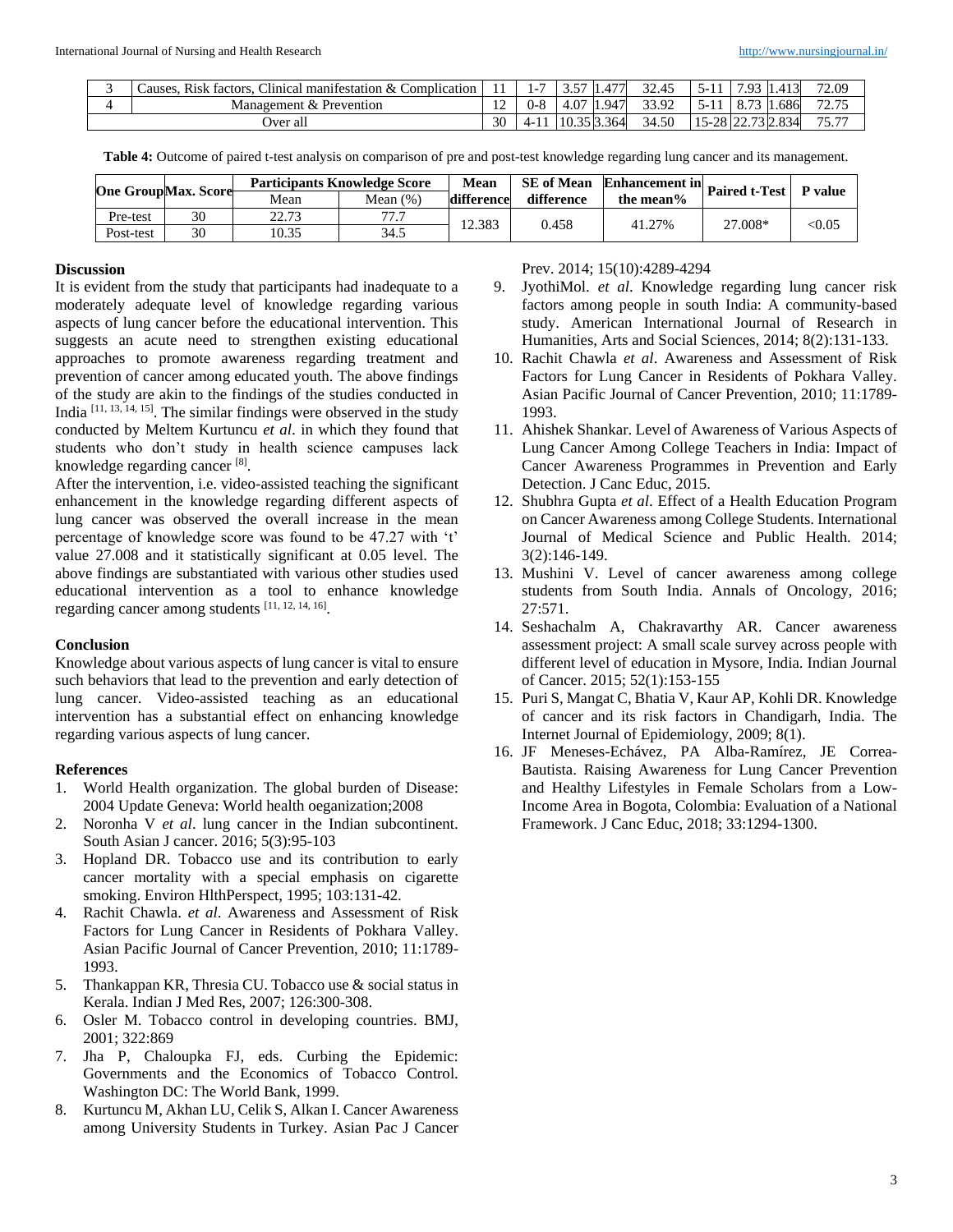| 3 | Causes, Risk factors, Clinical manifestation & Complication | 11 | 1-7 | 3.57 | 1.477 | 32.45 | 5-11 | 7.93 | 1.413 | 72.09 |
|---|---|---|---|---|---|---|---|---|---|---|
| 4 | Management & Prevention | 12 | 0-8 | 4.07 | 1.947 | 33.92 | 5-11 | 8.73 | 1.686 | 72.75 |
| | Over all | 30 | 4-11 | 10.35 | 3.364 | 34.50 | 15-28 | 22.73 | 2.834 | 75.77 |

**Table 4:** Outcome of paired t-test analysis on comparison of pre and post-test knowledge regarding lung cancer and its management.

| One Group | Max. Score | Participants Knowledge Score | | Mean difference | SE of Mean difference | Enhancement in the mean% | Paired t-Test | P value |
|---|---|---|---|---|---|---|---|---|
| | | Mean | Mean (%) | | | | | |
| Pre-test | 30 | 22.73 | 77.7 | 12.383 | 0.458 | 41.27% | 27.008* | <0.05 |
| Post-test | 30 | 10.35 | 34.5 | | | | | |

## Discussion

It is evident from the study that participants had inadequate to a moderately adequate level of knowledge regarding various aspects of lung cancer before the educational intervention. This suggests an acute need to strengthen existing educational approaches to promote awareness regarding treatment and prevention of cancer among educated youth. The above findings of the study are akin to the findings of the studies conducted in India [11, 13, 14, 15]. The similar findings were observed in the study conducted by Meltem Kurtuncu *et al*. in which they found that students who don't study in health science campuses lack knowledge regarding cancer [8].

After the intervention, i.e. video-assisted teaching the significant enhancement in the knowledge regarding different aspects of lung cancer was observed the overall increase in the mean percentage of knowledge score was found to be 47.27 with 't' value 27.008 and it statistically significant at 0.05 level. The above findings are substantiated with various other studies used educational intervention as a tool to enhance knowledge regarding cancer among students [11, 12, 14, 16].

## Conclusion

Knowledge about various aspects of lung cancer is vital to ensure such behaviors that lead to the prevention and early detection of lung cancer. Video-assisted teaching as an educational intervention has a substantial effect on enhancing knowledge regarding various aspects of lung cancer.

## References

1. World Health organization. The global burden of Disease: 2004 Update Geneva: World health oeganization;2008
2. Noronha V *et al*. lung cancer in the Indian subcontinent. South Asian J cancer. 2016; 5(3):95-103
3. Hopland DR. Tobacco use and its contribution to early cancer mortality with a special emphasis on cigarette smoking. Environ HlthPerspect, 1995; 103:131-42.
4. Rachit Chawla. *et al*. Awareness and Assessment of Risk Factors for Lung Cancer in Residents of Pokhara Valley. Asian Pacific Journal of Cancer Prevention, 2010; 11:1789-1993.
5. Thankappan KR, Thresia CU. Tobacco use & social status in Kerala. Indian J Med Res, 2007; 126:300-308.
6. Osler M. Tobacco control in developing countries. BMJ, 2001; 322:869
7. Jha P, Chaloupka FJ, eds. Curbing the Epidemic: Governments and the Economics of Tobacco Control. Washington DC: The World Bank, 1999.
8. Kurtuncu M, Akhan LU, Celik S, Alkan I. Cancer Awareness among University Students in Turkey. Asian Pac J Cancer Prev. 2014; 15(10):4289-4294
9. JyothiMol. *et al*. Knowledge regarding lung cancer risk factors among people in south India: A community-based study. American International Journal of Research in Humanities, Arts and Social Sciences, 2014; 8(2):131-133.
10. Rachit Chawla *et al*. Awareness and Assessment of Risk Factors for Lung Cancer in Residents of Pokhara Valley. Asian Pacific Journal of Cancer Prevention, 2010; 11:1789-1993.
11. Ahishek Shankar. Level of Awareness of Various Aspects of Lung Cancer Among College Teachers in India: Impact of Cancer Awareness Programmes in Prevention and Early Detection. J Canc Educ, 2015.
12. Shubhra Gupta *et al*. Effect of a Health Education Program on Cancer Awareness among College Students. International Journal of Medical Science and Public Health. 2014; 3(2):146-149.
13. Mushini V. Level of cancer awareness among college students from South India. Annals of Oncology, 2016; 27:571.
14. Seshachalm A, Chakravarthy AR. Cancer awareness assessment project: A small scale survey across people with different level of education in Mysore, India. Indian Journal of Cancer. 2015; 52(1):153-155
15. Puri S, Mangat C, Bhatia V, Kaur AP, Kohli DR. Knowledge of cancer and its risk factors in Chandigarh, India. The Internet Journal of Epidemiology, 2009; 8(1).
16. JF Meneses-Echávez, PA Alba-Ramírez, JE Correa-Bautista. Raising Awareness for Lung Cancer Prevention and Healthy Lifestyles in Female Scholars from a Low-Income Area in Bogota, Colombia: Evaluation of a National Framework. J Canc Educ, 2018; 33:1294-1300.